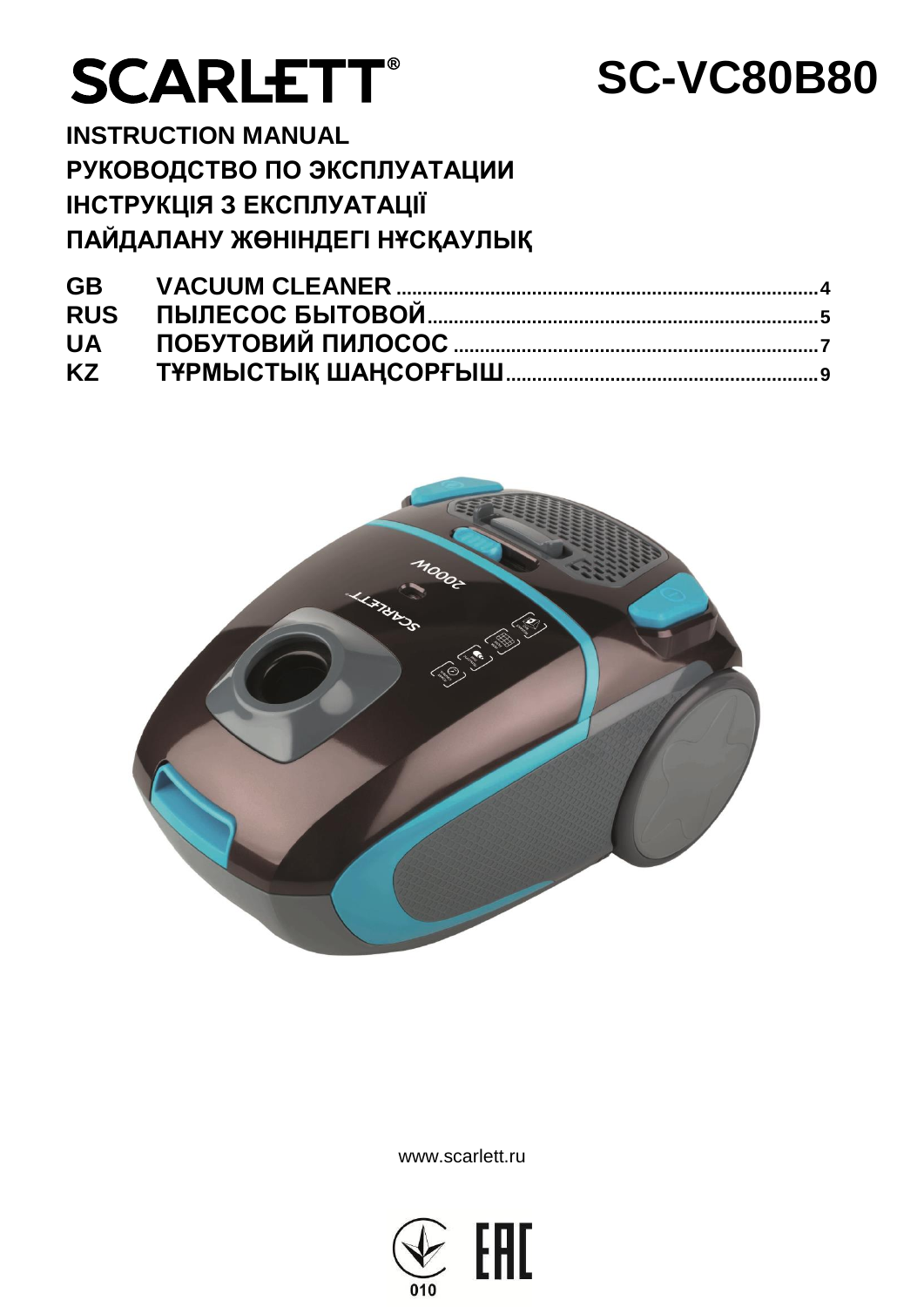# SCARLETT®

# SC-VC80B80

**INSTRUCTION MANUAL**
**РУКОВОДСТВО ПО ЭКСПЛУАТАЦИИ**
**ІНСТРУКЦІЯ З ЕКСПЛУАТАЦІЇ**
**ПАЙДАЛАНУ ЖӨНІНДЕГІ НҰСҚАУЛЫҚ**

| | | |
|---|---|---|
| **GB** | **VACUUM CLEANER** | **4** |
| **RUS** | **ПЫЛЕСОС БЫТОВОЙ** | **5** |
| **UA** | **ПОБУТОВИЙ ПИЛОСОС** | **7** |
| **KZ** | **ТҰРМЫСТЫҚ ШАҢСОРҒЫШ** | **9** |

www.scarlett.ru

010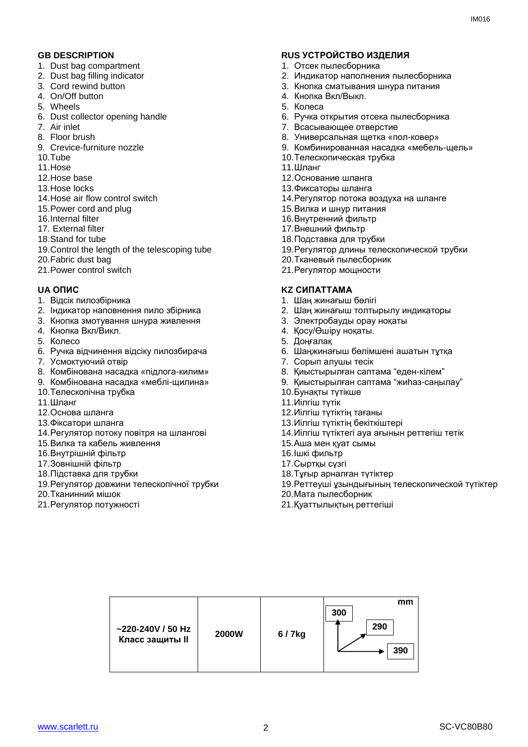## GB DESCRIPTION

1. Dust bag compartment
2. Dust bag filling indicator
3. Cord rewind button
4. On/Off button
5. Wheels
6. Dust collector opening handle
7. Air inlet
8. Floor brush
9. Crevice-furniture nozzle
10. Tube
11. Hose
12. Hose base
13. Hose locks
14. Hose air flow control switch
15. Power cord and plug
16. Internal filter
17. External filter
18. Stand for tube
19. Control the length of the telescoping tube
20. Fabric dust bag
21. Power control switch

## RUS УСТРОЙСТВО ИЗДЕЛИЯ

1. Отсек пылесборника
2. Индикатор наполнения пылесборника
3. Кнопка сматывания шнура питания
4. Кнопка Вкл/Выкл.
5. Колеса
6. Ручка открытия отсека пылесборника
7. Всасывающее отверстие
8. Универсальная щетка «пол-ковер»
9. Комбинированная насадка «мебель-щель»
10. Телескопическая трубка
11. Шланг
12. Основание шланга
13. Фиксаторы шланга
14. Регулятор потока воздуха на шланге
15. Вилка и шнур питания
16. Внутренний фильтр
17. Внешний фильтр
18. Подставка для трубки
19. Регулятор длины телескопической трубки
20. Тканевый пылесборник
21. Регулятор мощности

## UA ОПИС

1. Відсік пилозбірника
2. Індикатор наповнення пило збірника
3. Кнопка змотування шнура живлення
4. Кнопка Вкл/Викл.
5. Колесо
6. Ручка відчинення відсіку пилозбирача
7. Усмоктуючий отвір
8. Комбінована насадка «підлога-килим»
9. Комбінована насадка «меблі-щилина»
10. Телескопічна трубка
11. Шланг
12. Основа шланга
13. Фіксатори шланга
14. Регулятор потоку повітря на шлангові
15. Вилка та кабель живлення
16. Внутрішній фільтр
17. Зовнішній фільтр
18. Підставка для трубки
19. Регулятор довжини телескопічної трубки
20. Тканинний мішок
21. Регулятор потужності

## KZ СИПАТТАМА

1. Шаң жинағыш бөлігі
2. Шаң жинағыш толтырылу индикаторы
3. Электробауды орау ноқаты
4. Қосу/Өшіру ноқаты.
5. Доңғалақ
6. Шаңжинағыш бөлімшені ашатын тұтқа
7. Сорып алушы тесік
8. Қиыстырылған саптама "еден-кілем"
9. Қиыстырылған саптама "жиһаз-саңылау"
10. Бунақты түтікше
11. Иілгіш түтік
12. Иілгіш түтіктің тағаны
13. Иілгіш түтіктің бекіткіштері
14. Иілгіш түтіктегі ауа ағынын реттегіш тетік
15. Аша мен қуат сымы
16. Ішкі фильтр
17. Сыртқы сүзгі
18. Тұғыр арналған түтіктер
19. Реттеуші ұзындығының телескопической түтіктер
20. Мата пылесборник
21. Қуаттылықтың реттегіші

| ~220-240V / 50 Hz Класс защиты II | 2000W | 6 / 7kg | mm: 300 / 290 / 390 |
|---|---|---|---|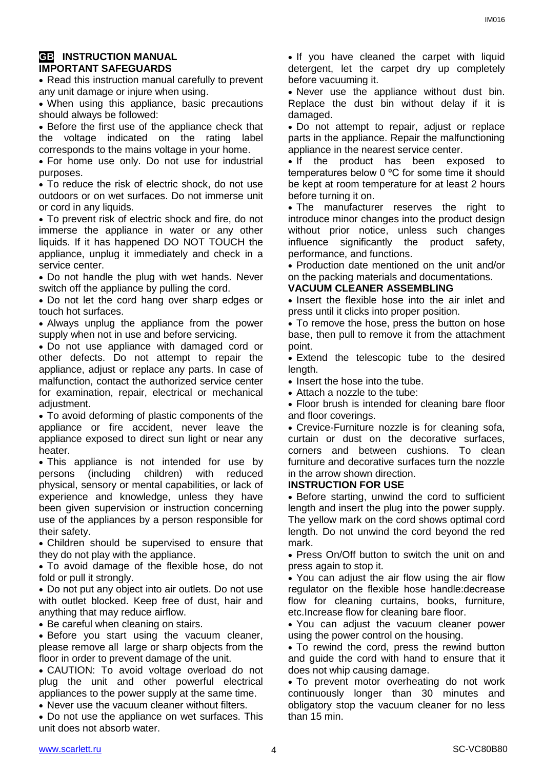## GB INSTRUCTION MANUAL

### IMPORTANT SAFEGUARDS

- Read this instruction manual carefully to prevent any unit damage or injure when using.
- When using this appliance, basic precautions should always be followed:
- Before the first use of the appliance check that the voltage indicated on the rating label corresponds to the mains voltage in your home.
- For home use only. Do not use for industrial purposes.
- To reduce the risk of electric shock, do not use outdoors or on wet surfaces. Do not immerse unit or cord in any liquids.
- To prevent risk of electric shock and fire, do not immerse the appliance in water or any other liquids. If it has happened DO NOT TOUCH the appliance, unplug it immediately and check in a service center.
- Do not handle the plug with wet hands. Never switch off the appliance by pulling the cord.
- Do not let the cord hang over sharp edges or touch hot surfaces.
- Always unplug the appliance from the power supply when not in use and before servicing.
- Do not use appliance with damaged cord or other defects. Do not attempt to repair the appliance, adjust or replace any parts. In case of malfunction, contact the authorized service center for examination, repair, electrical or mechanical adjustment.
- To avoid deforming of plastic components of the appliance or fire accident, never leave the appliance exposed to direct sun light or near any heater.
- This appliance is not intended for use by persons (including children) with reduced physical, sensory or mental capabilities, or lack of experience and knowledge, unless they have been given supervision or instruction concerning use of the appliances by a person responsible for their safety.
- Children should be supervised to ensure that they do not play with the appliance.
- To avoid damage of the flexible hose, do not fold or pull it strongly.
- Do not put any object into air outlets. Do not use with outlet blocked. Keep free of dust, hair and anything that may reduce airflow.
- Be careful when cleaning on stairs.
- Before you start using the vacuum cleaner, please remove all large or sharp objects from the floor in order to prevent damage of the unit.
- CAUTION: To avoid voltage overload do not plug the unit and other powerful electrical appliances to the power supply at the same time.
- Never use the vacuum cleaner without filters.
- Do not use the appliance on wet surfaces. This unit does not absorb water.
- If you have cleaned the carpet with liquid detergent, let the carpet dry up completely before vacuuming it.
- Never use the appliance without dust bin. Replace the dust bin without delay if it is damaged.
- Do not attempt to repair, adjust or replace parts in the appliance. Repair the malfunctioning appliance in the nearest service center.
- If the product has been exposed to temperatures below 0 ºC for some time it should be kept at room temperature for at least 2 hours before turning it on.
- The manufacturer reserves the right to introduce minor changes into the product design without prior notice, unless such changes influence significantly the product safety, performance, and functions.
- Production date mentioned on the unit and/or on the packing materials and documentations.

### VACUUM CLEANER ASSEMBLING

- Insert the flexible hose into the air inlet and press until it clicks into proper position.
- To remove the hose, press the button on hose base, then pull to remove it from the attachment point.
- Extend the telescopic tube to the desired length.
- Insert the hose into the tube.
- Attach a nozzle to the tube:
- Floor brush is intended for cleaning bare floor and floor coverings.
- Crevice-Furniture nozzle is for cleaning sofa, curtain or dust on the decorative surfaces, corners and between cushions. To clean furniture and decorative surfaces turn the nozzle in the arrow shown direction.

### INSTRUCTION FOR USE

- Before starting, unwind the cord to sufficient length and insert the plug into the power supply. The yellow mark on the cord shows optimal cord length. Do not unwind the cord beyond the red mark.
- Press On/Off button to switch the unit on and press again to stop it.
- You can adjust the air flow using the air flow regulator on the flexible hose handle:decrease flow for cleaning curtains, books, furniture, etc.Increase flow for cleaning bare floor.
- You can adjust the vacuum cleaner power using the power control on the housing.
- To rewind the cord, press the rewind button and guide the cord with hand to ensure that it does not whip causing damage.
- To prevent motor overheating do not work continuously longer than 30 minutes and obligatory stop the vacuum cleaner for no less than 15 min.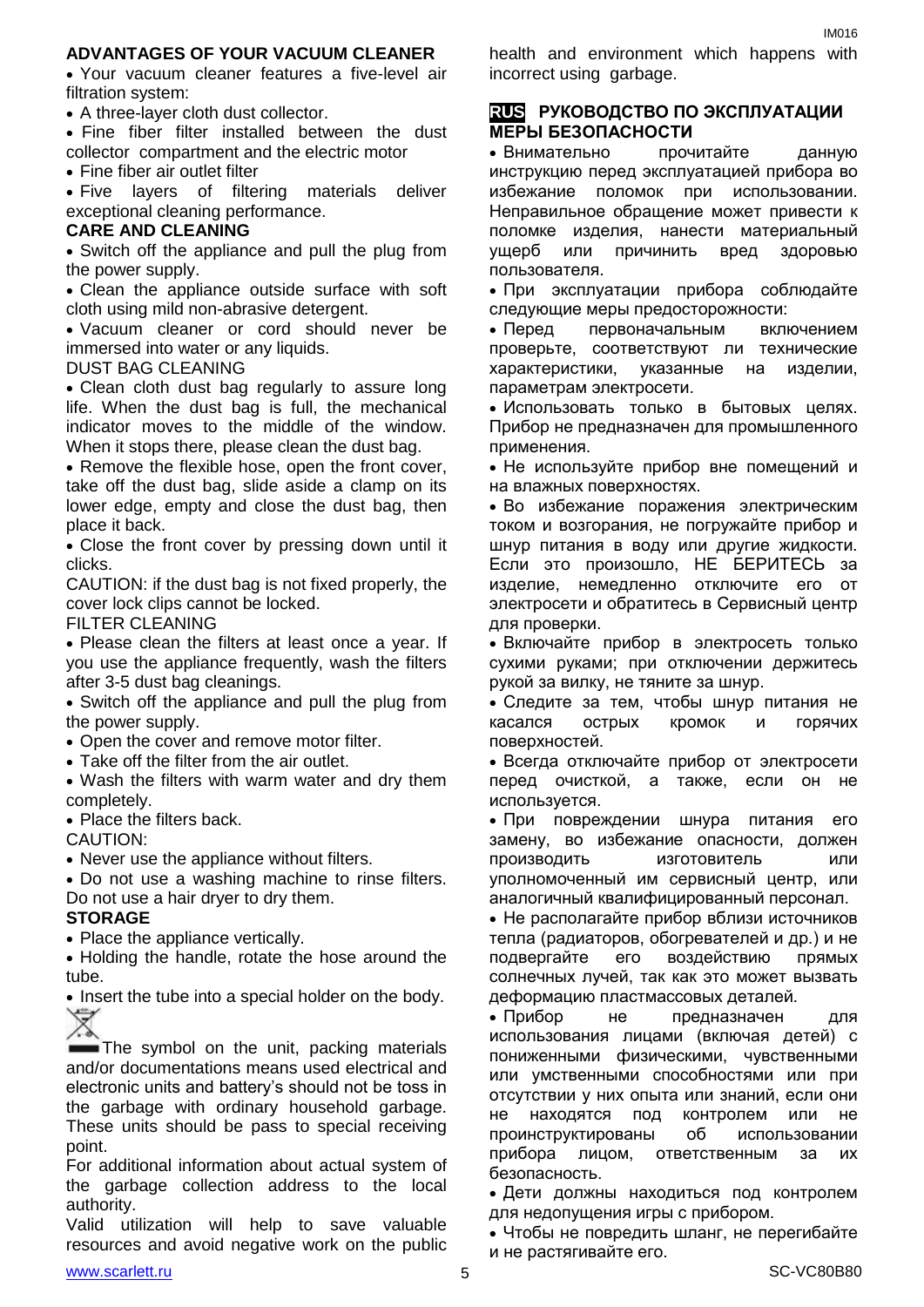**ADVANTAGES OF YOUR VACUUM CLEANER**

- Your vacuum cleaner features a five-level air filtration system:
- A three-layer cloth dust collector.
- Fine fiber filter installed between the dust collector compartment and the electric motor
- Fine fiber air outlet filter
- Five layers of filtering materials deliver exceptional cleaning performance.

**CARE AND CLEANING**

- Switch off the appliance and pull the plug from the power supply.
- Clean the appliance outside surface with soft cloth using mild non-abrasive detergent.
- Vacuum cleaner or cord should never be immersed into water or any liquids.

DUST BAG CLEANING

- Clean cloth dust bag regularly to assure long life. When the dust bag is full, the mechanical indicator moves to the middle of the window. When it stops there, please clean the dust bag.
- Remove the flexible hose, open the front cover, take off the dust bag, slide aside a clamp on its lower edge, empty and close the dust bag, then place it back.
- Close the front cover by pressing down until it clicks.

CAUTION: if the dust bag is not fixed properly, the cover lock clips cannot be locked.

FILTER CLEANING

- Please clean the filters at least once a year. If you use the appliance frequently, wash the filters after 3-5 dust bag cleanings.
- Switch off the appliance and pull the plug from the power supply.
- Open the cover and remove motor filter.
- Take off the filter from the air outlet.
- Wash the filters with warm water and dry them completely.
- Place the filters back.

CAUTION:

- Never use the appliance without filters.
- Do not use a washing machine to rinse filters. Do not use a hair dryer to dry them.

**STORAGE**

- Place the appliance vertically.
- Holding the handle, rotate the hose around the tube.
- Insert the tube into a special holder on the body.

The symbol on the unit, packing materials and/or documentations means used electrical and electronic units and battery's should not be toss in the garbage with ordinary household garbage. These units should be pass to special receiving point.

For additional information about actual system of the garbage collection address to the local authority.

Valid utilization will help to save valuable resources and avoid negative work on the public health and environment which happens with incorrect using garbage.

## RUS РУКОВОДСТВО ПО ЭКСПЛУАТАЦИИ

**МЕРЫ БЕЗОПАСНОСТИ**

- Внимательно прочитайте данную инструкцию перед эксплуатацией прибора во избежание поломок при использовании. Неправильное обращение может привести к поломке изделия, нанести материальный ущерб или причинить вред здоровью пользователя.
- При эксплуатации прибора соблюдайте следующие меры предосторожности:
- Перед первоначальным включением проверьте, соответствуют ли технические характеристики, указанные на изделии, параметрам электросети.
- Использовать только в бытовых целях. Прибор не предназначен для промышленного применения.
- Не используйте прибор вне помещений и на влажных поверхностях.
- Во избежание поражения электрическим током и возгорания, не погружайте прибор и шнур питания в воду или другие жидкости. Если это произошло, НЕ БЕРИТЕСЬ за изделие, немедленно отключите его от электросети и обратитесь в Сервисный центр для проверки.
- Включайте прибор в электросеть только сухими руками; при отключении держитесь рукой за вилку, не тяните за шнур.
- Следите за тем, чтобы шнур питания не касался острых кромок и горячих поверхностей.
- Всегда отключайте прибор от электросети перед очисткой, а также, если он не используется.
- При повреждении шнура питания его замену, во избежание опасности, должен производить изготовитель или уполномоченный им сервисный центр, или аналогичный квалифицированный персонал.
- Не располагайте прибор вблизи источников тепла (радиаторов, обогревателей и др.) и не подвергайте его воздействию прямых солнечных лучей, так как это может вызвать деформацию пластмассовых деталей.
- Прибор не предназначен для использования лицами (включая детей) с пониженными физическими, чувственными или умственными способностями или при отсутствии у них опыта или знаний, если они не находятся под контролем или не проинструктированы об использовании прибора лицом, ответственным за их безопасность.
- Дети должны находиться под контролем для недопущения игры с прибором.
- Чтобы не повредить шланг, не перегибайте и не растягивайте его.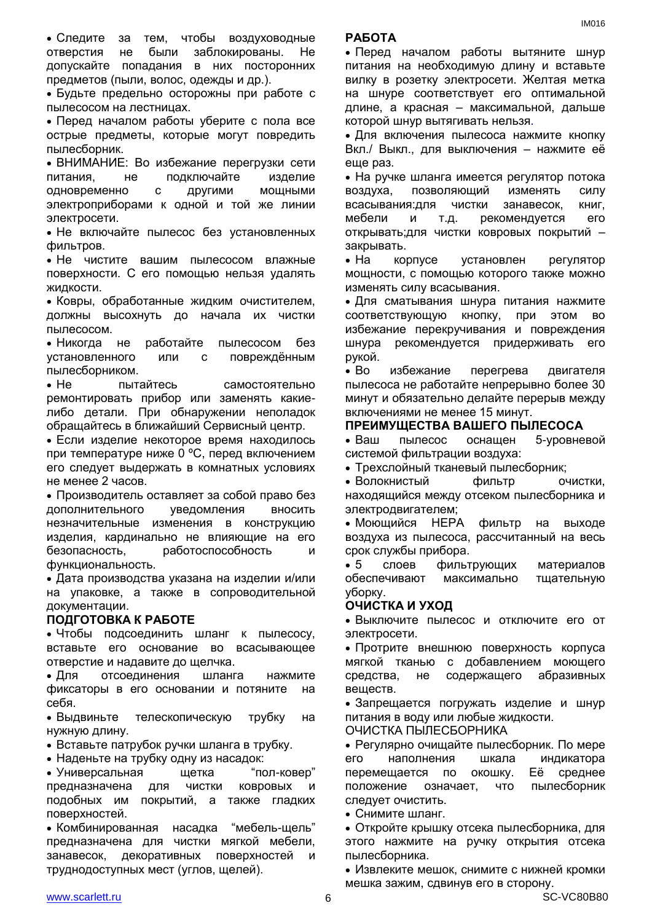- Следите за тем, чтобы воздуховодные отверстия не были заблокированы. Не допускайте попадания в них посторонних предметов (пыли, волос, одежды и др.).
- Будьте предельно осторожны при работе с пылесосом на лестницах.
- Перед началом работы уберите с пола все острые предметы, которые могут повредить пылесборник.
- ВНИМАНИЕ: Во избежание перегрузки сети питания, не подключайте изделие одновременно с другими мощными электроприборами к одной и той же линии электросети.
- Не включайте пылесос без установленных фильтров.
- Не чистите вашим пылесосом влажные поверхности. С его помощью нельзя удалять жидкости.
- Ковры, обработанные жидким очистителем, должны высохнуть до начала их чистки пылесосом.
- Никогда не работайте пылесосом без установленного или с повреждённым пылесборником.
- Не пытайтесь самостоятельно ремонтировать прибор или заменять какие-либо детали. При обнаружении неполадок обращайтесь в ближайший Сервисный центр.
- Если изделие некоторое время находилось при температуре ниже 0 ºC, перед включением его следует выдержать в комнатных условиях не менее 2 часов.
- Производитель оставляет за собой право без дополнительного уведомления вносить незначительные изменения в конструкцию изделия, кардинально не влияющие на его безопасность, работоспособность и функциональность.
- Дата производства указана на изделии и/или на упаковке, а также в сопроводительной документации.

## ПОДГОТОВКА К РАБОТЕ

- Чтобы подсоединить шланг к пылесосу, вставьте его основание во всасывающее отверстие и надавите до щелчка.
- Для отсоединения шланга нажмите фиксаторы в его основании и потяните на себя.
- Выдвиньте телескопическую трубку на нужную длину.
- Вставьте патрубок ручки шланга в трубку.
- Наденьте на трубку одну из насадок:
- Универсальная щетка "пол-ковер" предназначена для чистки ковровых и подобных им покрытий, а также гладких поверхностей.
- Комбинированная насадка "мебель-щель" предназначена для чистки мягкой мебели, занавесок, декоративных поверхностей и труднодоступных мест (углов, щелей).

## РАБОТА

- Перед началом работы вытяните шнур питания на необходимую длину и вставьте вилку в розетку электросети. Желтая метка на шнуре соответствует его оптимальной длине, а красная – максимальной, дальше которой шнур вытягивать нельзя.
- Для включения пылесоса нажмите кнопку Вкл./ Выкл., для выключения – нажмите её еще раз.
- На ручке шланга имеется регулятор потока воздуха, позволяющий изменять силу всасывания:для чистки занавесок, книг, мебели и т.д. рекомендуется его открывать;для чистки ковровых покрытий – закрывать.
- На корпусе установлен регулятор мощности, с помощью которого также можно изменять силу всасывания.
- Для сматывания шнура питания нажмите соответствующую кнопку, при этом во избежание перекручивания и повреждения шнура рекомендуется придерживать его рукой.
- Во избежание перегрева двигателя пылесоса не работайте непрерывно более 30 минут и обязательно делайте перерыв между включениями не менее 15 минут.

## ПРЕИМУЩЕСТВА ВАШЕГО ПЫЛЕСОСА

- Ваш пылесос оснащен 5-уровневой системой фильтрации воздуха:
- Трехслойный тканевый пылесборник;
- Волокнистый фильтр очистки, находящийся между отсеком пылесборника и электродвигателем;
- Моющийся HEPA фильтр на выходе воздуха из пылесоса, рассчитанный на весь срок службы прибора.
- 5 слоев фильтрующих материалов обеспечивают максимально тщательную уборку.

## ОЧИСТКА И УХОД

- Выключите пылесос и отключите его от электросети.
- Протрите внешнюю поверхность корпуса мягкой тканью с добавлением моющего средства, не содержащего абразивных веществ.
- Запрещается погружать изделие и шнур питания в воду или любые жидкости.

ОЧИСТКА ПЫЛЕСБОРНИКА

- Регулярно очищайте пылесборник. По мере его наполнения шкала индикатора перемещается по окошку. Её среднее положение означает, что пылесборник следует очистить.
- Снимите шланг.
- Откройте крышку отсека пылесборника, для этого нажмите на ручку открытия отсека пылесборника.
- Извлеките мешок, снимите с нижней кромки мешка зажим, сдвинув его в сторону.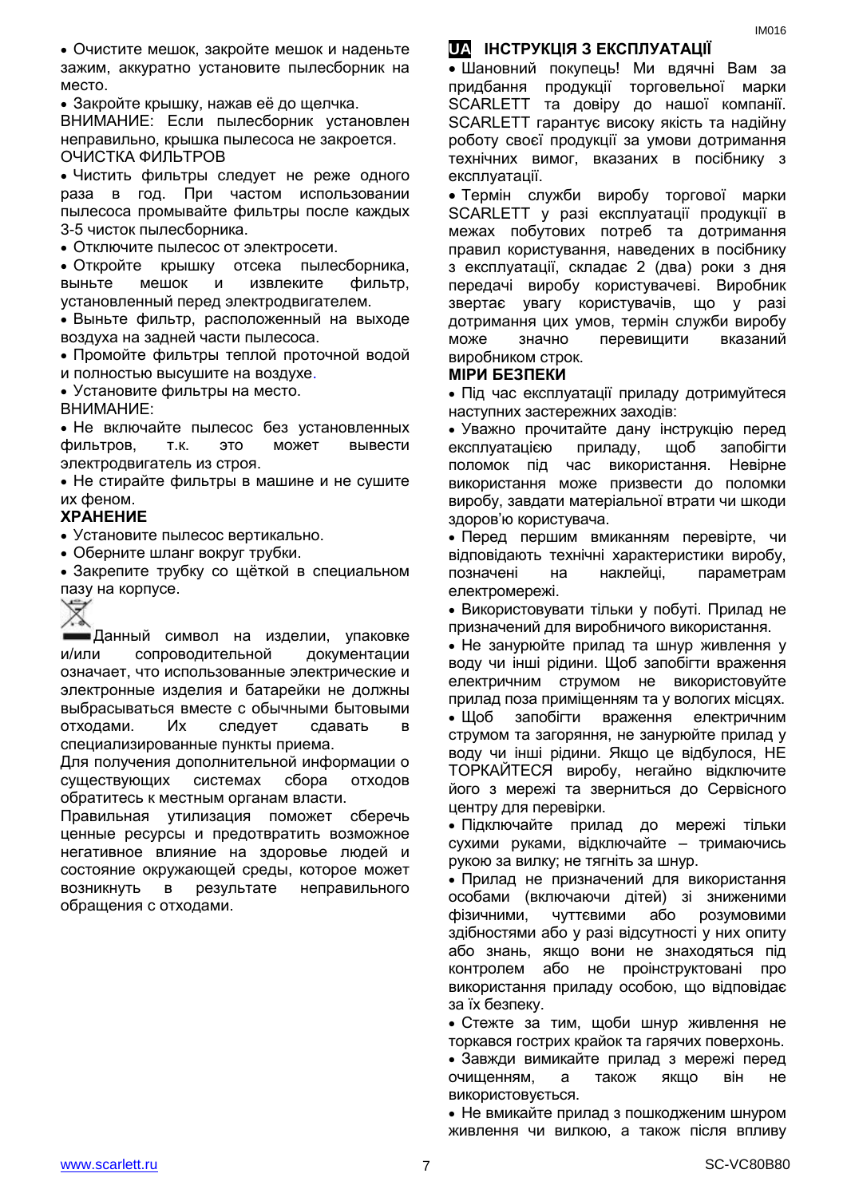- Очистите мешок, закройте мешок и наденьте зажим, аккуратно установите пылесборник на место.
- Закройте крышку, нажав её до щелчка.

ВНИМАНИЕ: Если пылесборник установлен неправильно, крышка пылесоса не закроется.

ОЧИСТКА ФИЛЬТРОВ

- Чистить фильтры следует не реже одного раза в год. При частом использовании пылесоса промывайте фильтры после каждых 3-5 чисток пылесборника.
- Отключите пылесос от электросети.
- Откройте крышку отсека пылесборника, выньте мешок и извлеките фильтр, установленный перед электродвигателем.
- Выньте фильтр, расположенный на выходе воздуха на задней части пылесоса.
- Промойте фильтры теплой проточной водой и полностью высушите на воздухе.
- Установите фильтры на место.

ВНИМАНИЕ:

- Не включайте пылесос без установленных фильтров, т.к. это может вывести электродвигатель из строя.
- Не стирайте фильтры в машине и не сушите их феном.

**ХРАНЕНИЕ**

- Установите пылесос вертикально.
- Оберните шланг вокруг трубки.
- Закрепите трубку со щёткой в специальном пазу на корпусе.

Данный символ на изделии, упаковке и/или сопроводительной документации означает, что использованные электрические и электронные изделия и батарейки не должны выбрасываться вместе с обычными бытовыми отходами. Их следует сдавать в специализированные пункты приема.

Для получения дополнительной информации о существующих системах сбора отходов обратитесь к местным органам власти.

Правильная утилизация поможет сберечь ценные ресурсы и предотвратить возможное негативное влияние на здоровье людей и состояние окружающей среды, которое может возникнуть в результате неправильного обращения с отходами.

## UA ІНСТРУКЦІЯ З ЕКСПЛУАТАЦІЇ

- Шановний покупець! Ми вдячні Вам за придбання продукції торговельної марки SCARLETT та довіру до нашої компанії. SCARLETT гарантує високу якість та надійну роботу своєї продукції за умови дотримання технічних вимог, вказаних в посібнику з експлуатації.
- Термін служби виробу торгової марки SCARLETT у разі експлуатації продукції в межах побутових потреб та дотримання правил користування, наведених в посібнику з експлуатації, складає 2 (два) роки з дня передачі виробу користувачеві. Виробник звертає увагу користувачів, що у разі дотримання цих умов, термін служби виробу може значно перевищити вказаний виробником строк.

**МІРИ БЕЗПЕКИ**

- Під час експлуатації приладу дотримуйтеся наступних застережних заходів:
- Уважно прочитайте дану інструкцію перед експлуатацією приладу, щоб запобігти поломок під час використання. Невірне використання може призвести до поломки виробу, завдати матеріальної втрати чи шкоди здоров'ю користувача.
- Перед першим вмиканням перевірте, чи відповідають технічні характеристики виробу, позначені на наклейці, параметрам електромережі.
- Використовувати тільки у побуті. Прилад не призначений для виробничого використання.
- Не занурюйте прилад та шнур живлення у воду чи інші рідини. Щоб запобігти враження електричним струмом не використовуйте прилад поза приміщенням та у вологих місцях.
- Щоб запобігти враження електричним струмом та загоряння, не занурюйте прилад у воду чи інші рідини. Якщо це відбулося, НЕ ТОРКАЙТЕСЯ виробу, негайно відключите його з мережі та зверниться до Сервісного центру для перевірки.
- Підключайте прилад до мережі тільки сухими руками, відключайте – тримаючись рукою за вилку; не тягніть за шнур.
- Прилад не призначений для використання особами (включаючи дітей) зі зниженими фізичними, чуттєвими або розумовими здібностями або у разі відсутності у них опиту або знань, якщо вони не знаходяться під контролем або не проінструктовані про використання приладу особою, що відповідає за їх безпеку.
- Стежте за тим, щоби шнур живлення не торкався гострих крайок та гарячих поверхонь.
- Завжди вимикайте прилад з мережі перед очищенням, а також якщо він не використовується.
- Не вмикайте прилад з пошкодженим шнуром живлення чи вилкою, а також після впливу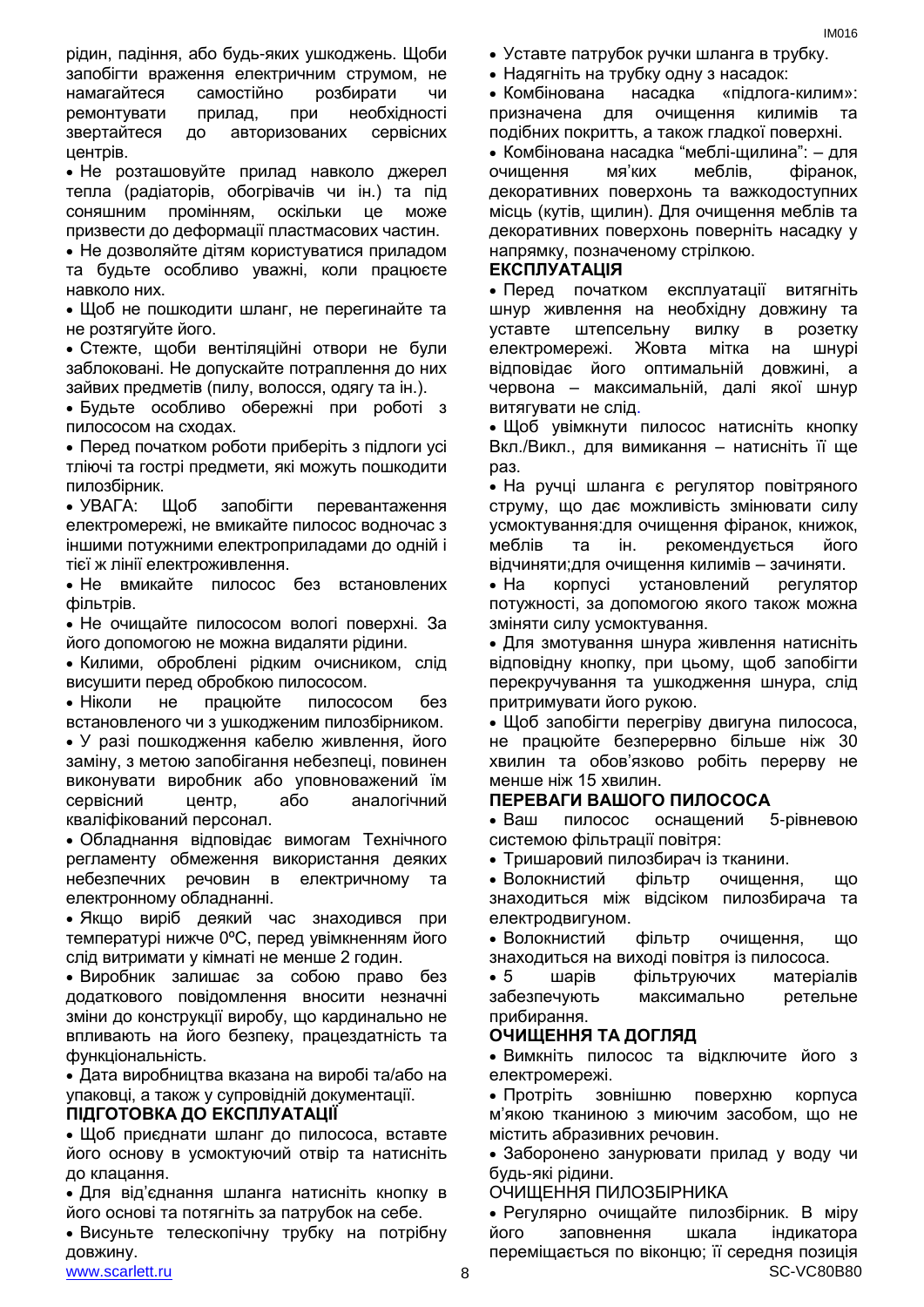рідин, падіння, або будь-яких ушкоджень. Щоби запобігти враження електричним струмом, не намагайтеся самостійно розбирати чи ремонтувати прилад, при необхідності звертайтеся до авторизованих сервісних центрів.

- Не розташовуйте прилад навколо джерел тепла (радіаторів, обогрівачів чи ін.) та під сонявшним промінням, оскільки це може призвести до деформації пластмасових частин.
- Не дозволяйте дітям користуватися приладом та будьте особливо уважні, коли працюєте навколо них.
- Щоб не пошкодити шланг, не перегинайте та не розтягуйте його.
- Стежте, щоби вентиляційні отвори не були заблоковані. Не допускайте потраплення до них зайвих предметів (пилу, волосся, одягу та ін.).
- Будьте особливо обережні при роботі з пилососом на сходах.
- Перед початком роботи приберіть з підлоги усі тліючі та гострі предмети, які можуть пошкодити пилозбірник.
- УВАГА: Щоб запобігти перевантаження електромережі, не вмикайте пилосос водночас з іншими потужними електроприладами до одній і тієї ж лінії електроживлення.
- Не вмикайте пилосос без встановлених фільтрів.
- Не очищайте пилососом вологі поверхні. За його допомогою не можна видаляти рідини.
- Килими, оброблені рідким очисником, слід висушити перед обробкою пилососом.
- Ніколи не працюйте пилососом без встановленого чи з ушкодженим пилозбірником.
- У разі пошкодження кабелю живлення, його заміну, з метою запобігання небезпеці, повинен виконувати виробник або уповноважений їм сервісний центр, або аналогічний кваліфікований персонал.
- Обладнання відповідає вимогам Технічного регламенту обмеження використання деяких небезпечних речовин в електричному та електронному обладнанні.
- Якщо виріб деякий час знаходився при температурі нижче 0ºС, перед увімкненням його слід витримати у кімнаті не менше 2 годин.
- Виробник залишає за собою право без додаткового повідомлення вносити незначні зміни до конструкції виробу, що кардинально не впливають на його безпеку, працездатність та функціональність.
- Дата виробництва вказана на виробі та/або на упаковці, а також у супровідній документації.

**ПІДГОТОВКА ДО ЕКСПЛУАТАЦІЇ**

- Щоб приєднати шланг до пилососа, вставте його основу в усмоктуючий отвір та натисніть до клацання.
- Для від'єднання шланга натисніть кнопку в його основі та потягніть за патрубок на себе.
- Висуньте телескопічну трубку на потрібну довжину.
- Уставте патрубок ручки шланга в трубку.
- Надягніть на трубку одну з насадок:
- Комбінована насадка «підлога-килим»: призначена для очищення килимів та подібних покриттів, а також гладкої поверхні.
- Комбінована насадка "меблі-щилина": – для очищення м'яких меблів, фіранок, декоративних поверхонь та важкодоступних місць (кутів, щилин). Для очищення меблів та декоративних поверхонь поверніть насадку у напрямку, позначеному стрілкою.

**ЕКСПЛУАТАЦІЯ**

- Перед початком експлуатації витягніть шнур живлення на необхідну довжину та уставте штепсельну вилку в розетку електромережі. Жовта мітка на шнурі відповідає його оптимальній довжині, а червона – максимальній, далі якої шнур витягувати не слід.
- Щоб увімкнути пилосос натисніть кнопку Вкл./Викл., для вимикання – натисніть її ще раз.
- На ручці шланга є регулятор повітряного струму, що дає можливість змінювати силу усмоктування:для очищення фіранок, книжок, меблів та ін. рекомендується його відчиняти;для очищення килимів – зачиняти.
- На корпусі установлений регулятор потужності, за допомогою якого також можна зміняти силу усмоктування.
- Для змотування шнура живлення натисніть відповідну кнопку, при цьому, щоб запобігти перекручування та ушкодження шнура, слід притримувати його рукою.
- Щоб запобігти перегріву двигуна пилососа, не працюйте безперервно більше ніж 30 хвилин та обов'язково робіть перерву не менше ніж 15 хвилин.

**ПЕРЕВАГИ ВАШОГО ПИЛОСОСА**

- Ваш пилосос оснащений 5-рівневою системою фільтрації повітря:
- Тришаровий пилозбирач із тканини.
- Волокнистий фільтр очищення, що знаходиться між відсіком пилозбирача та електродвигуном.
- Волокнистий фільтр очищення, що знаходиться на виході повітря із пилососа.
- 5 шарів фільтруючих матеріалів забезпечують максимально ретельне прибирання.

**ОЧИЩЕННЯ ТА ДОГЛЯД**

- Вимкніть пилосос та відключите його з електромережі.
- Протріть зовнішню поверхню корпуса м'якою тканиною з миючим засобом, що не містить абразивних речовин.
- Заборонено занурювати прилад у воду чи будь-які рідини.

ОЧИЩЕННЯ ПИЛОЗБІРНИКА

- Регулярно очищайте пилозбірник. В міру його заповнення шкала індикатора переміщається по віконцю; її середня позиція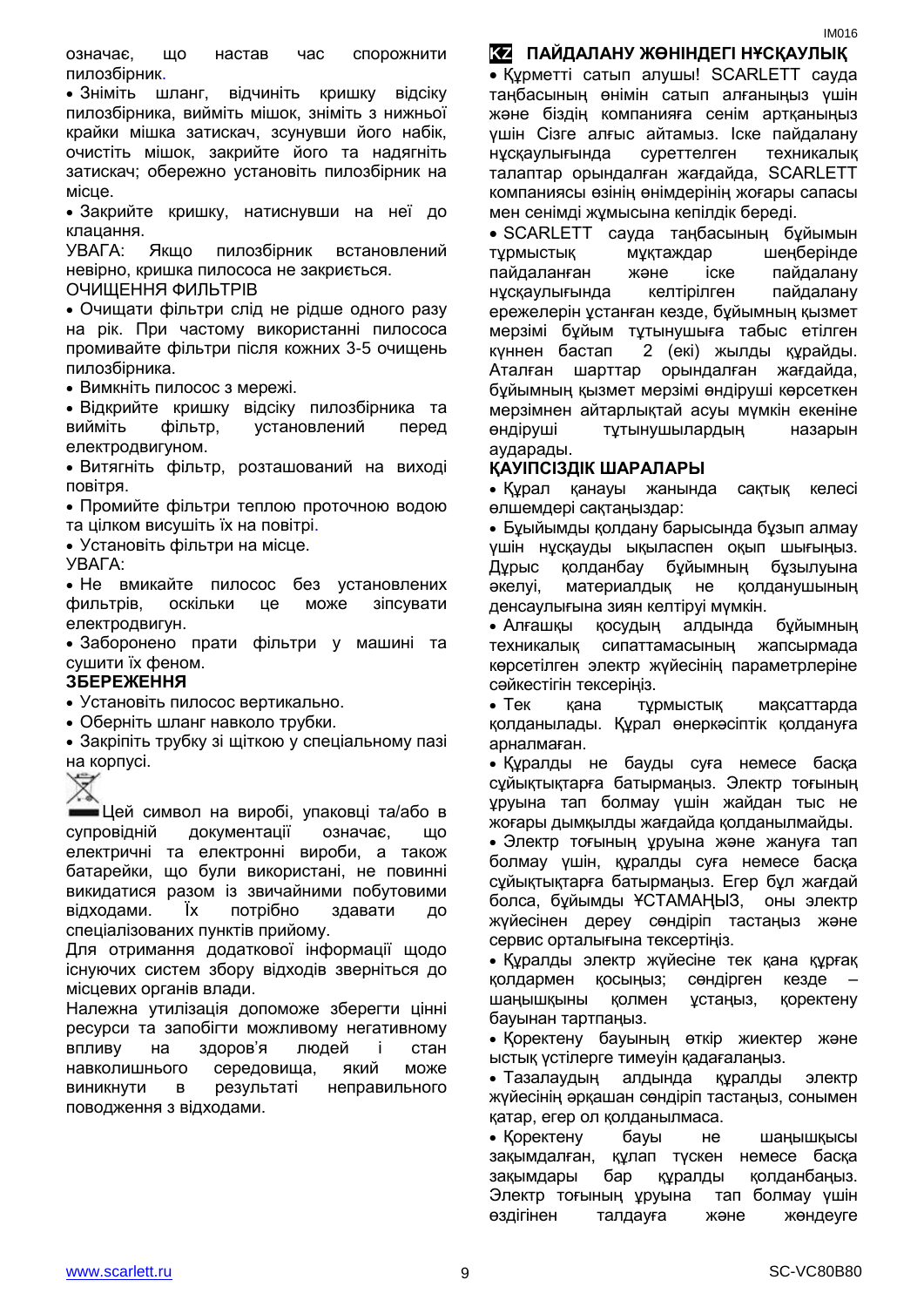означає, що настав час спорожнити пилозбірник.

- Зніміть шланг, відчиніть кришку відсіку пилозбірника, вийміть мішок, зніміть з нижньої крайки мішка затискач, зсунувши його набік, очистіть мішок, закрийте його та надягніть затискач; обережно установіть пилозбірник на місце.
- Закрийте кришку, натиснувши на неї до клацання.

УВАГА: Якщо пилозбірник встановлений невірно, кришка пилососа не закриється.

ОЧИЩЕННЯ ФІЛЬТРІВ

- Очищати фільтри слід не рідше одного разу на рік. При частому використанні пилососа промивайте фільтри після кожних 3-5 очищень пилозбірника.
- Вимкніть пилосос з мережі.
- Відкрийте кришку відсіку пилозбірника та вийміть фільтр, установлений перед електродвигуном.
- Витягніть фільтр, розташований на виході повітря.
- Промийте фільтри теплою проточною водою та цілком висушіть їх на повітрі.
- Установіть фільтри на місце.

УВАГА:

- Не вмикайте пилосос без установлених фільтрів, оскільки це може зіпсувати електродвигун.
- Заборонено прати фільтри у машині та сушити їх феном.

**ЗБЕРЕЖЕННЯ**

- Установіть пилосос вертикально.
- Оберніть шланг навколо трубки.
- Закріпіть трубку зі щіткою у спеціальному пазі на корпусі.

Цей символ на виробі, упаковці та/або в супровідній документації означає, що електричні та електронні вироби, а також батарейки, що були використані, не повинні викидатися разом із звичайними побутовими відходами. Їх потрібно здавати до спеціалізованих пунктів прийому.

Для отримання додаткової інформації щодо існуючих систем збору відходів зверніться до місцевих органів влади.

Належна утилізація допоможе зберегти цінні ресурси та запобігти можливому негативному впливу на здоров'я людей і стан навколишнього середовища, який може виникнути в результаті неправильного поводження з відходами.

## KZ ПАЙДАЛАНУ ЖӨНІНДЕГІ НҰСҚАУЛЫҚ

- Құрметті сатып алушы! SCARLETT сауда таңбасының өнімін сатып алғаныңыз үшін және біздің компанияға сенім артқаныңыз үшін Сізге алғыс айтамыз. Іске пайдалану нұсқаулығында суреттелген техникалық талаптар орындалған жағдайда, SCARLETT компаниясы өзінің өнімдерінің жоғары сапасы мен сенімді жұмысына кепілдік береді.
- SCARLETT сауда таңбасының бұйымын тұрмыстық мұқтаждар шеңберінде пайдаланған және іске пайдалану нұсқаулығында келтірілген пайдалану ережелерін ұстанған кезде, бұйымның қызмет мерзімі бұйым тұтынушыға табыс етілген күннен бастап 2 (екі) жылды құрайды. Аталған шарттар орындалған жағдайда, бұйымның қызмет мерзімі өндіруші көрсеткен мерзімнен айтарлықтай асуы мүмкін екеніне өндіруші тұтынушылардың назарын аударады.

**ҚАУІПСІЗДІК ШАРАЛАРЫ**

- Құрал қанауы жанында сақтық келесі өлшемдері сақтаңыздар:
- Бұйыймды қолдану барысында бұзып алмау үшін нұсқауды ықыласпен оқып шығыңыз. Дұрыс қолданбау бұйымның бұзылуына әкелуі, материалдық не қолданушының денсаулығына зиян келтіруі мүмкін.
- Алғашқы қосудың алдында бұйымның техникалық сипаттамасының жапсырмада көрсетілген электр жүйесінің параметрлеріне сәйкестігін тексеріңіз.
- Тек қана тұрмыстық мақсаттарда қолданылады. Құрал өнеркәсіптік қолдануға арналмаған.
- Құралды не бауды суға немесе басқа сұйықтықтарға батырмаңыз. Электр тоғының ұруына тап болмау үшін жайдан тыс не жоғары дымқылды жағдайда қолданылмайды.
- Электр тоғының ұруына және жануға тап болмау үшін, құралды суға немесе басқа сұйықтықтарға батырмаңыз. Егер бұл жағдай болса, бұйымды ҰСТАМАҢЫЗ, оны электр жүйесінен дереу сөндіріп тастаңыз және сервис орталығына тексертіңіз.
- Құралды электр жүйесіне тек қана құрғақ қолдармен қосыңыз; сөндірген кезде – шаңышқыны қолмен ұстаңыз, коректену бауынан тартпаңыз.
- Коректену бауының өткір жиектер және ыстық үстілерге тимеуін қадағалаңыз.
- Тазалаудың алдында құралды электр жүйесінің әрқашан сөндіріп тастаңыз, сонымен қатар, егер ол қолданылмаса.
- Коректену бауы не шаңышқысы зақымдалған, құлап түскен немесе басқа зақымдары бар құралды қолданбаңыз. Электр тоғының ұруына тап болмау үшін өздігінен талдауға және жөндеуге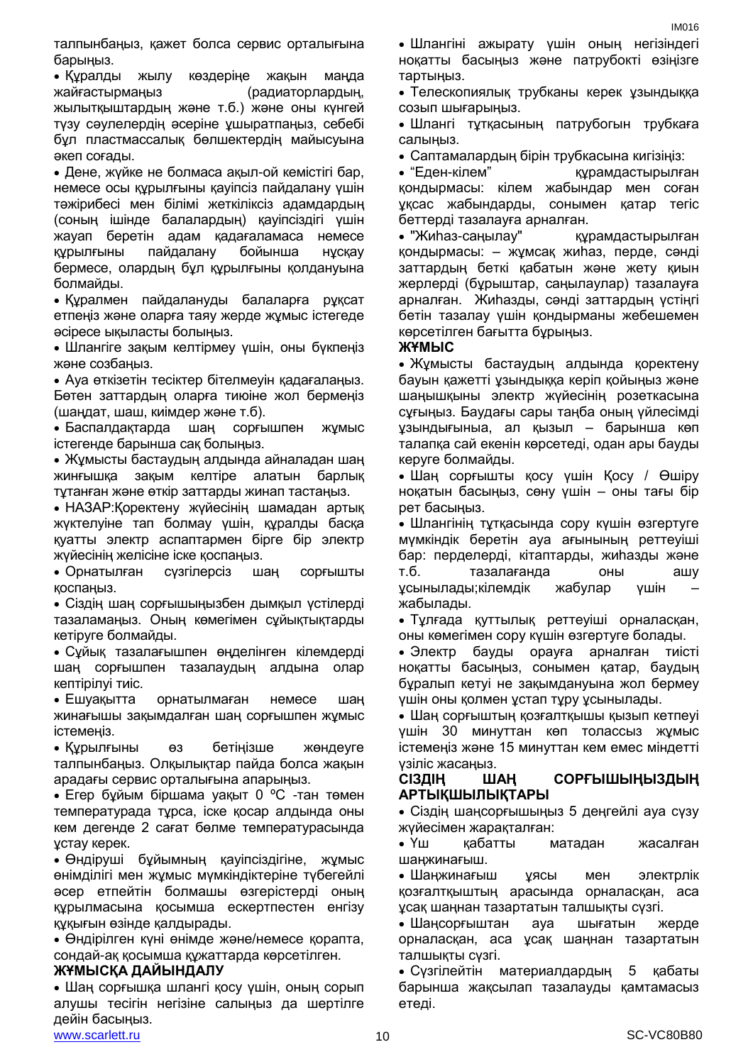талпынбаңыз, қажет болса сервис орталығына барыңыз.

- Құралды жылу көздеріне жақын маңда жайғастырмаңыз (радиаторлардың, жылытқыштардың және т.б.) және оны күнгей түзу сәулелердің әсеріне ұшыратпаңыз, себебі бұл пластмассалық бөлшектердің майысуына әкеп соғады.
- Дене, жүйке не болмаса ақыл-ой кемістігі бар, немесе осы құрылғыны қауіпсіз пайдалану үшін тәжірибесі мен білімі жеткіліксіз адамдардың (соның ішінде балалардың) қауіпсіздігі үшін жауап беретін адам қадағаламаса немесе құрылғыны пайдалану бойынша нұсқау бермесе, олардың бұл құрылғыны қолдануына болмайды.
- Құралмен пайдалануды балаларға рұқсат етпеңіз және оларға таяу жерде жұмыс істегеде әсіресе ықыласты болыңыз.
- Шлангіге зақым келтірмеу үшін, оны бүкпеңіз және созбаңыз.
- Ауа өткізетін тесіктер бітелмеуін қадағалаңыз. Бөтен заттардың оларға тиюіне жол бермеңіз (шаңдат, шаш, киімдер және т.б).
- Баспалдақтарда шаң сорғышпен жұмыс істегенде барынша сақ болыңыз.
- Жұмысты бастаудың алдында айналадан шаң жинғышқа зақым келтіре алатын барлық тұтанған және өткір заттарды жинап тастаңыз.
- НАЗАР:Қоректену жүйесінің шамадан артық жүктелуіне тап болмау үшін, құралды басқа қуатты электр аспаптармен бірге бір электр жүйесінің желісіне іске қоспаңыз.
- Орнатылған сүзгілерсіз шаң сорғышты қоспаңыз.
- Сіздің шаң сорғышыңызбен дымқыл үстілерді тазаламаңыз. Оның көмегімен сұйықтықтарды кетіруге болмайды.
- Сұйық тазалағышпен өңделінген кілемдерді шаң сорғышпен тазалаудың алдына олар кептірілуі тиіс.
- Ешуақытта орнатылмаған немесе шаң жинағышы зақымдалған шаң сорғышпен жұмыс істемеңіз.
- Құрылғыны өз бетіңізше жөндеуге талпынбаңыз. Олқылықтар пайда болса жақын арадағы сервис орталығына апарыңыз.
- Егер бұйым біршама уақыт 0 ºC -тан төмен температурада тұрса, іске қосар алдында оны кем дегенде 2 сағат бөлме температурасында ұстау керек.
- Өндіруші бұйымның қауіпсіздігіне, жұмыс өнімділігі мен жұмыс мүмкіндіктеріне түбегейлі әсер етпейтін болмашы өзгерістерді оның құрылмасына қосымша ескертпестен енгізу құқығын өзінде қалдырады.
- Өндірілген күні өнімде және/немесе қорапта, сондай-ақ қосымша құжаттарда көрсетілген.

## ЖҰМЫСҚА ДАЙЫНДАЛУ

- Шаң сорғышқа шлангі қосу үшін, оның сорып алушы тесігін негізіне салыңыз да шертілге дейін басыңыз.
- Шлангіні ажырату үшін оның негізіндегі ноқатты басыңыз және патрубокті өзіңізге тартыңыз.
- Телескопиялық трубканы керек ұзындыққа созып шығарыңыз.
- Шлангі тұтқасының патрубогын трубкаға салыңыз.
- Саптамалардың бірін трубкасына кигізіңіз:
- “Еден-кілем” құрамдастырылған қондырмасы: кілем жабындар мен соған ұқсас жабындарды, сонымен қатар тегіс беттерді тазалауға арналған.
- "Жиһаз-саңылау" құрамдастырылған қондырмасы: – жұмсақ жиһаз, перде, сәнді заттардың беткі қабатын және жету қиын жерлерді (бұрыштар, саңылаулар) тазалауға арналған. Жиһазды, сәнді заттардың үстіңгі бетін тазалау үшін қондырманы жебешемен көрсетілген бағытта бұрыңыз.

## ЖҰМЫС

- Жұмысты бастаудың алдында қоректену бауын қажетті ұзындыққа керіп қойыңыз және шаңышқыны электр жүйесінің розеткасына сұғыңыз. Баудағы сары таңба оның үйлесімді ұзындығыныа, ал қызыл – барынша көп талапқа сай екенін көрсетеді, одан ары бауды керуге болмайды.
- Шаң сорғышты қосу үшін Қосу / Өшіру ноқатын басыңыз, сөну үшін – оны тағы бір рет басыңыз.
- Шлангінің тұтқасында сору күшін өзгертуге мүмкіндік беретін ауа ағынының реттеуіші бар: перделерді, кітаптарды, жиһазды және т.б. тазалағанда оны ашу ұсынылады;кілемдік жабулар үшін – жабылады.
- Тұлғада құттылық реттеуіші орналасқан, оны көмегімен сору күшін өзгертуге болады.
- Электр бауды орауға арналған тиісті ноқатты басыңыз, сонымен қатар, баудың бұралып кетуі не зақымдануына жол бермеу үшін оны қолмен ұстап тұру ұсынылады.
- Шаң сорғыштың қозғалтқышы қызып кетпеуі үшін 30 минуттан көп толассыз жұмыс істемеңіз және 15 минуттан кем емес міндетті үзіліс жасаңыз.

## СІЗДІҢ ШАҢ СОРҒЫШЫҢЫЗДЫҢ АРТЫҚШЫЛЫҚТАРЫ

- Сіздің шаңсорғышыңыз 5 деңгейлі ауа сүзу жүйесімен жарақталған:
- Үш қабатты матадан жасалған шаңжинағыш.
- Шаңжинағыш ұясы мен электрлік қозғалтқыштың арасында орналасқан, аса ұсақ шаңнан тазартатын талшықты сүзгі.
- Шаңсорғыштан ауа шығатын жерде орналасқан, аса ұсақ шаңнан тазартатын талшықты сүзгі.
- Сүзгілейтін материалдардың 5 қабаты барынша жақсылап тазалауды қамтамасыз етеді.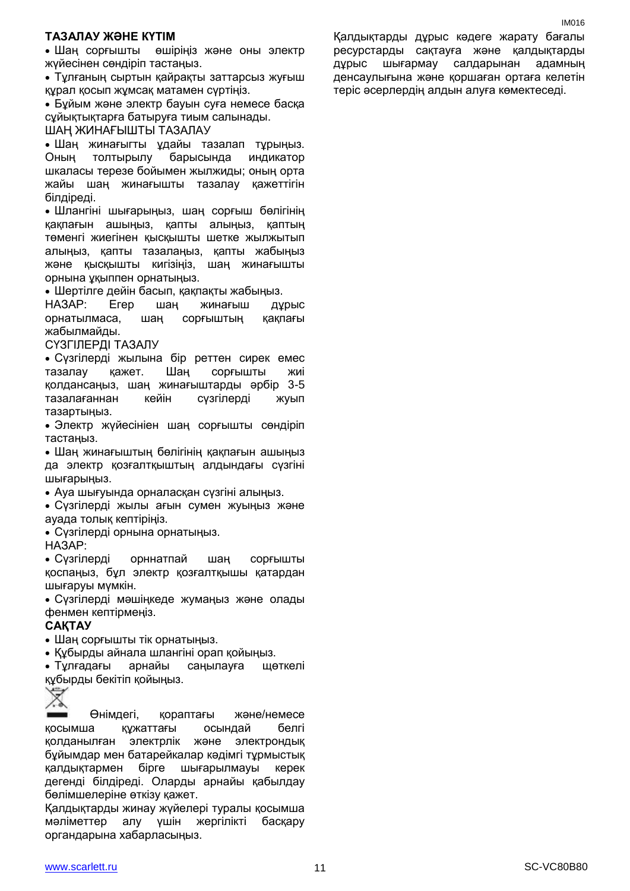**ТАЗАЛАУ ЖӘНЕ КҮТІМ**

- Шаң сорғышты өшіріңіз және оны электр жүйесінен сөндіріп тастаңыз.
- Тұлғаның сыртын қайрақты заттарсыз жуғыш құрал қосып жұмсақ матамен сүртіңіз.
- Бұйым және электр бауын суға немесе басқа сұйықтықтарға батыруға тиым салынады.

ШАҢ ЖИНАҒЫШТЫ ТАЗАЛАУ

- Шаң жинағыгты ұдайы тазалап тұрыңыз. Оның толтырылу барысында индикатор шкаласы терезе бойымен жылжиды; оның орта жайы шаң жинағышты тазалау қажеттігін білдіреді.
- Шлангіні шығарыңыз, шаң сорғыш бөлігінің қақпағын ашыңыз, қапты алыңыз, қаптың төменгі жиегінен қысқышты шетке жылжытып алыңыз, қапты тазалаңыз, қапты жабыңыз және қысқышты кигізіңіз, шаң жинағышты орнына ұқыппен орнатыңыз.
- Шертілге дейін басып, қақпақты жабыңыз.

НАЗАР: Егер шаң жинағыш дұрыс орнатылмаса, шаң сорғыштың қақпағы жабылмайды.

СҮЗГІЛЕРДІ ТАЗАЛУ

- Сүзгілерді жылына бір реттен сирек емес тазалау қажет. Шаң сорғышты жиі қолдансаңыз, шаң жинағыштарды әрбір 3-5 тазалағаннан кейін сүзгілерді жуып тазартыңыз.
- Электр жүйесініен шаң сорғышты сөндіріп тастаңыз.
- Шаң жинағыштың бөлігінің қақпағын ашыңыз да электр қозғалткыштың алдындағы сүзгіні шығарыңыз.
- Ауа шығуында орналасқан сүзгіні алыңыз.
- Сүзгілерді жылы ағын сумен жуыңыз және ауада толық кептіріңіз.
- Сүзгілерді орнына орнатыңыз.

НАЗАР:

- Сүзгілерді орннатпай шаң сорғышты қоспаңыз, бұл электр қозғалткышы қатардан шығаруы мүмкін.
- Сүзгілерді мәшіңкеде жумаңыз және олады фенмен кептірмеңіз.

**САҚТАУ**

- Шаң сорғышты тік орнатыңыз.
- Құбырды айнала шлангіні орап қойыңыз.
- Тұлғадағы арнайы саңылауға щөткелі құбырды бекітіп қойыңыз.

Өнімдегі, қораптағы және/немесе қосымша құжаттағы осындай белгі қолданылған электрлік және электрондық бұйымдар мен батарейкалар кәдімгі тұрмыстық қалдықтармен бірге шығарылмауы керек дегенді білдіреді. Оларды арнайы қабылдау бөлімшелеріне өткізу қажет.

Қалдықтарды жинау жүйелері туралы қосымша мәліметтер алу үшін жергілікті басқару органдарына хабарласыңыз.

Қалдықтарды дұрыс кәдеге жарату бағалы ресурстарды сақтауға және қалдықтарды дұрыс шығармау салдарынан адамның денсаулығына және қоршаған ортаға келетін теріс әсерлердің алдын алуға көмектеседі.